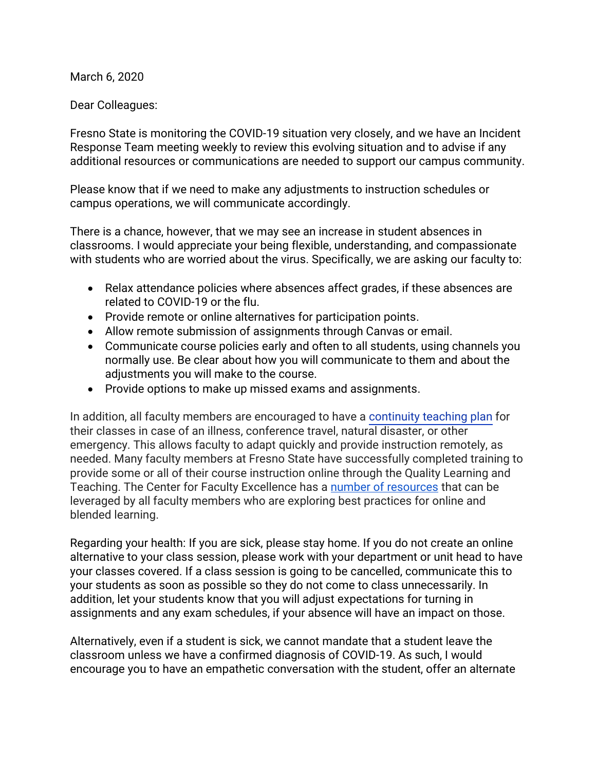March 6, 2020

Dear Colleagues:

Fresno State is monitoring the COVID-19 situation very closely, and we have an Incident Response Team meeting weekly to review this evolving situation and to advise if any additional resources or communications are needed to support our campus community.

Please know that if we need to make any adjustments to instruction schedules or campus operations, we will communicate accordingly.

There is a chance, however, that we may see an increase in student absences in classrooms. I would appreciate your being flexible, understanding, and compassionate with students who are worried about the virus. Specifically, we are asking our faculty to:

- Relax attendance policies where absences affect grades, if these absences are related to COVID-19 or the flu.
- Provide remote or online alternatives for participation points.
- Allow remote submission of assignments through Canvas or email.
- Communicate course policies early and often to all students, using channels you normally use. Be clear about how you will communicate to them and about the adjustments you will make to the course.
- Provide options to make up missed exams and assignments.

In addition, all faculty members are encouraged to have a continuity teaching plan for their classes in case of an illness, conference travel, natural disaster, or other emergency. This allows faculty to adapt quickly and provide instruction remotely, as needed. Many faculty members at Fresno State have successfully completed training to provide some or all of their course instruction online through the Quality Learning and Teaching. The Center for Faculty Excellence has a number of resources that can be leveraged by all faculty members who are exploring best practices for online and blended learning.

Regarding your health: If you are sick, please stay home. If you do not create an online alternative to your class session, please work with your department or unit head to have your classes covered. If a class session is going to be cancelled, communicate this to your students as soon as possible so they do not come to class unnecessarily. In addition, let your students know that you will adjust expectations for turning in assignments and any exam schedules, if your absence will have an impact on those.

Alternatively, even if a student is sick, we cannot mandate that a student leave the classroom unless we have a confirmed diagnosis of COVID-19. As such, I would encourage you to have an empathetic conversation with the student, offer an alternate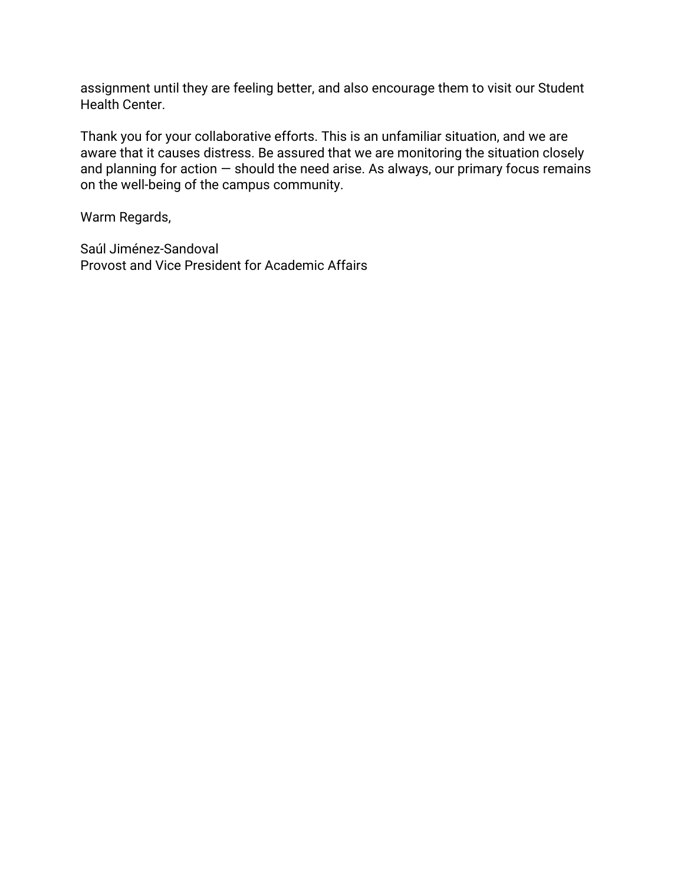assignment until they are feeling better, and also encourage them to visit our Student Health Center.

Thank you for your collaborative efforts. This is an unfamiliar situation, and we are aware that it causes distress. Be assured that we are monitoring the situation closely and planning for action — should the need arise. As always, our primary focus remains on the well-being of the campus community.

Warm Regards,

Saúl Jiménez-Sandoval
Provost and Vice President for Academic Affairs